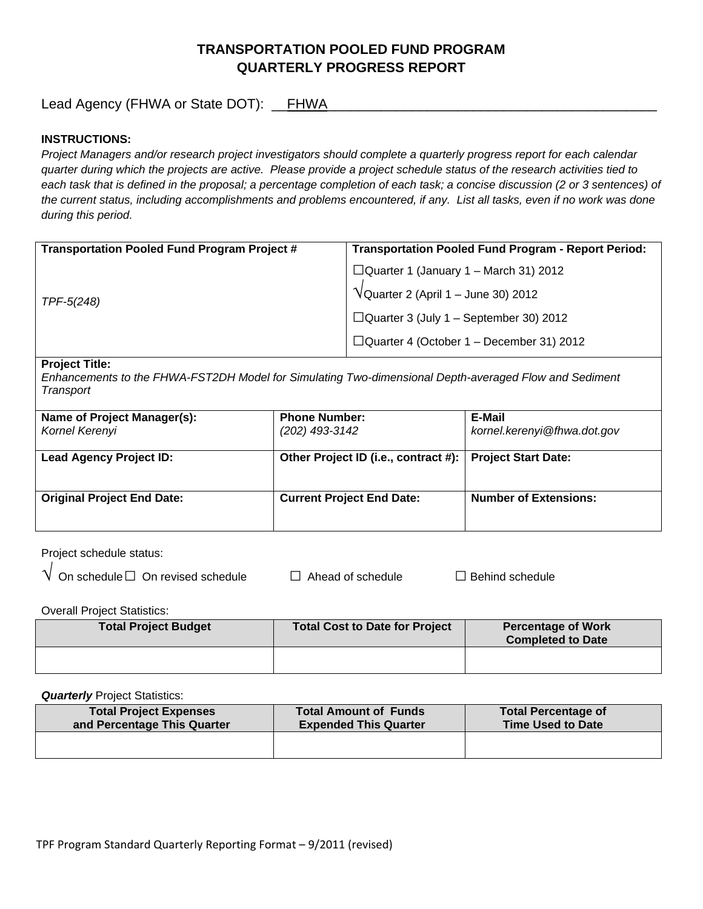# TRANSPORTATION POOLED FUND PROGRAM
# QUARTERLY PROGRESS REPORT

Lead Agency (FHWA or State DOT): FHWA

**INSTRUCTIONS:**

*Project Managers and/or research project investigators should complete a quarterly progress report for each calendar quarter during which the projects are active. Please provide a project schedule status of the research activities tied to each task that is defined in the proposal; a percentage completion of each task; a concise discussion (2 or 3 sentences) of the current status, including accomplishments and problems encountered, if any. List all tasks, even if no work was done during this period.*

| **Transportation Pooled Fund Program Project #** | **Transportation Pooled Fund Program - Report Period:** |
|---|---|
| *TPF-5(248)* | ☐Quarter 1 (January 1 – March 31) 2012<br>√Quarter 2 (April 1 – June 30) 2012<br>☐Quarter 3 (July 1 – September 30) 2012<br>☐Quarter 4 (October 1 – December 31) 2012 |

**Project Title:**
*Enhancements to the FHWA-FST2DH Model for Simulating Two-dimensional Depth-averaged Flow and Sediment Transport*

| **Name of Project Manager(s):** | **Phone Number:** | **E-Mail** |
|---|---|---|
| *Kornel Kerenyi* | *(202) 493-3142* | *kornel.kerenyi@fhwa.dot.gov* |
| **Lead Agency Project ID:** | **Other Project ID (i.e., contract #):** | **Project Start Date:** |
| | | |
| **Original Project End Date:** | **Current Project End Date:** | **Number of Extensions:** |
| | | |

Project schedule status:

√ On schedule ☐ On revised schedule ☐ Ahead of schedule ☐ Behind schedule

Overall Project Statistics:

| **Total Project Budget** | **Total Cost to Date for Project** | **Percentage of Work Completed to Date** |
|---|---|---|
| | | |

***Quarterly*** Project Statistics:

| **Total Project Expenses and Percentage This Quarter** | **Total Amount of Funds Expended This Quarter** | **Total Percentage of Time Used to Date** |
|---|---|---|
| | | |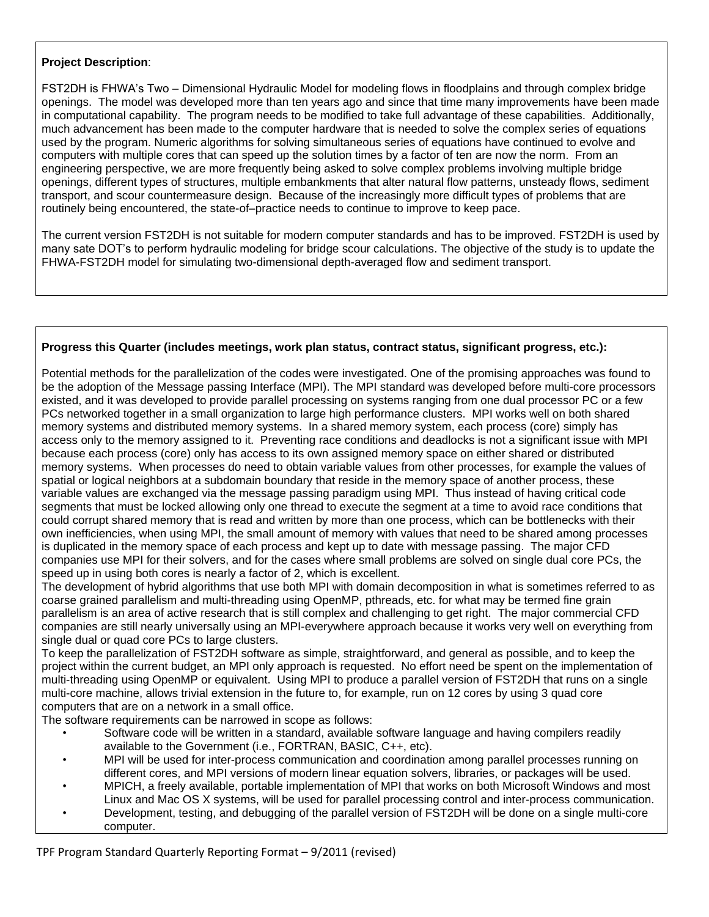**Project Description**:

FST2DH is FHWA's Two – Dimensional Hydraulic Model for modeling flows in floodplains and through complex bridge openings. The model was developed more than ten years ago and since that time many improvements have been made in computational capability. The program needs to be modified to take full advantage of these capabilities. Additionally, much advancement has been made to the computer hardware that is needed to solve the complex series of equations used by the program. Numeric algorithms for solving simultaneous series of equations have continued to evolve and computers with multiple cores that can speed up the solution times by a factor of ten are now the norm. From an engineering perspective, we are more frequently being asked to solve complex problems involving multiple bridge openings, different types of structures, multiple embankments that alter natural flow patterns, unsteady flows, sediment transport, and scour countermeasure design. Because of the increasingly more difficult types of problems that are routinely being encountered, the state-of–practice needs to continue to improve to keep pace.

The current version FST2DH is not suitable for modern computer standards and has to be improved. FST2DH is used by many sate DOT's to perform hydraulic modeling for bridge scour calculations. The objective of the study is to update the FHWA-FST2DH model for simulating two-dimensional depth-averaged flow and sediment transport.

**Progress this Quarter (includes meetings, work plan status, contract status, significant progress, etc.):**

Potential methods for the parallelization of the codes were investigated. One of the promising approaches was found to be the adoption of the Message passing Interface (MPI). The MPI standard was developed before multi-core processors existed, and it was developed to provide parallel processing on systems ranging from one dual processor PC or a few PCs networked together in a small organization to large high performance clusters. MPI works well on both shared memory systems and distributed memory systems. In a shared memory system, each process (core) simply has access only to the memory assigned to it. Preventing race conditions and deadlocks is not a significant issue with MPI because each process (core) only has access to its own assigned memory space on either shared or distributed memory systems. When processes do need to obtain variable values from other processes, for example the values of spatial or logical neighbors at a subdomain boundary that reside in the memory space of another process, these variable values are exchanged via the message passing paradigm using MPI. Thus instead of having critical code segments that must be locked allowing only one thread to execute the segment at a time to avoid race conditions that could corrupt shared memory that is read and written by more than one process, which can be bottlenecks with their own inefficiencies, when using MPI, the small amount of memory with values that need to be shared among processes is duplicated in the memory space of each process and kept up to date with message passing. The major CFD companies use MPI for their solvers, and for the cases where small problems are solved on single dual core PCs, the speed up in using both cores is nearly a factor of 2, which is excellent.

The development of hybrid algorithms that use both MPI with domain decomposition in what is sometimes referred to as coarse grained parallelism and multi-threading using OpenMP, pthreads, etc. for what may be termed fine grain parallelism is an area of active research that is still complex and challenging to get right. The major commercial CFD companies are still nearly universally using an MPI-everywhere approach because it works very well on everything from single dual or quad core PCs to large clusters.

To keep the parallelization of FST2DH software as simple, straightforward, and general as possible, and to keep the project within the current budget, an MPI only approach is requested. No effort need be spent on the implementation of multi-threading using OpenMP or equivalent. Using MPI to produce a parallel version of FST2DH that runs on a single multi-core machine, allows trivial extension in the future to, for example, run on 12 cores by using 3 quad core computers that are on a network in a small office.

The software requirements can be narrowed in scope as follows:

- Software code will be written in a standard, available software language and having compilers readily available to the Government (i.e., FORTRAN, BASIC, C++, etc).
- MPI will be used for inter-process communication and coordination among parallel processes running on different cores, and MPI versions of modern linear equation solvers, libraries, or packages will be used.
- MPICH, a freely available, portable implementation of MPI that works on both Microsoft Windows and most Linux and Mac OS X systems, will be used for parallel processing control and inter-process communication.
- Development, testing, and debugging of the parallel version of FST2DH will be done on a single multi-core computer.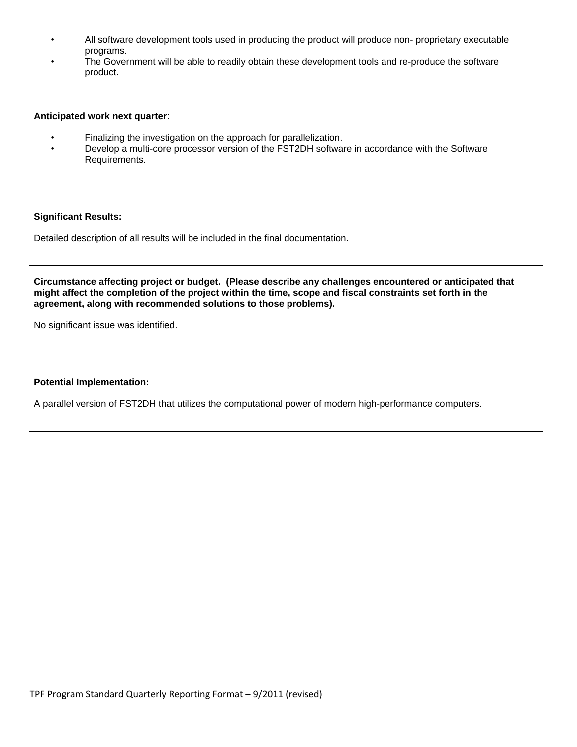- All software development tools used in producing the product will produce non- proprietary executable programs.
- The Government will be able to readily obtain these development tools and re-produce the software product.

**Anticipated work next quarter**:

- Finalizing the investigation on the approach for parallelization.
- Develop a multi-core processor version of the FST2DH software in accordance with the Software Requirements.

**Significant Results:**

Detailed description of all results will be included in the final documentation.

**Circumstance affecting project or budget. (Please describe any challenges encountered or anticipated that might affect the completion of the project within the time, scope and fiscal constraints set forth in the agreement, along with recommended solutions to those problems).**

No significant issue was identified.

**Potential Implementation:**

A parallel version of FST2DH that utilizes the computational power of modern high-performance computers.